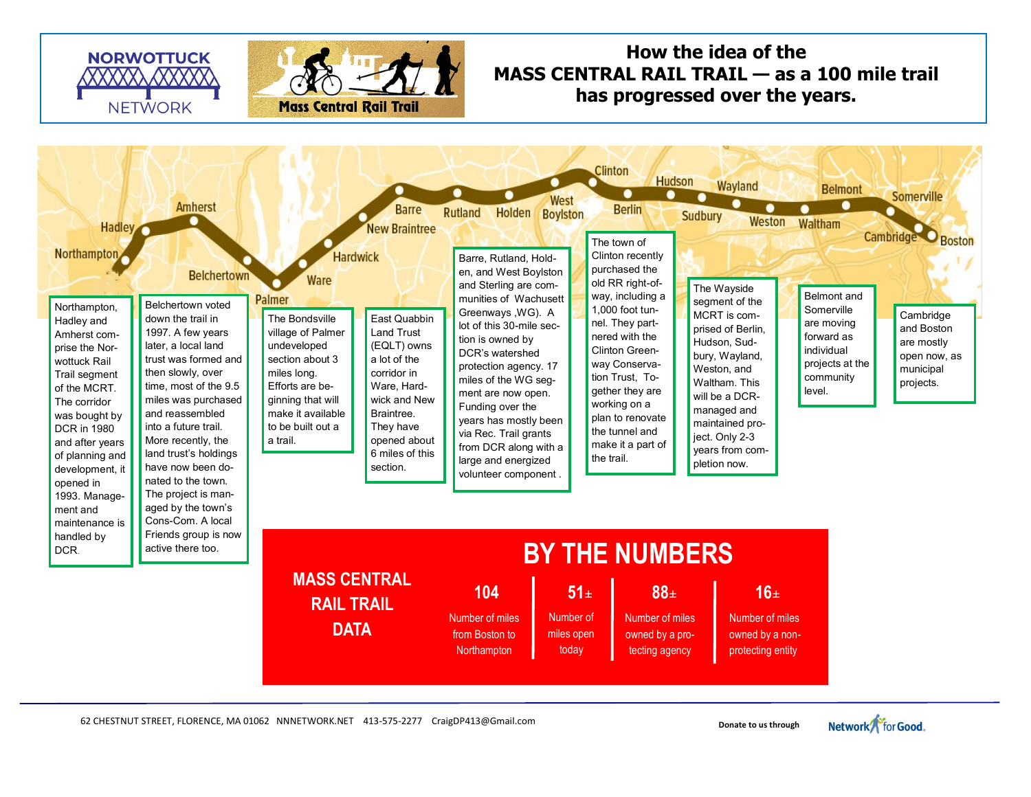NORWOTTUCK NETWORK

Mass Central Rail Trail

# How the idea of the MASS CENTRAL RAIL TRAIL — as a 100 mile trail has progressed over the years.

Northampton, Hadley, Amherst, Belchertown, Palmer, Ware, Hardwick, New Braintree, Barre, Rutland, Holden, West Boylston, Clinton, Berlin, Hudson, Sudbury, Wayland, Weston, Waltham, Belmont, Somerville, Cambridge, Boston

Northampton, Hadley and Amherst comprise the Norwottuck Rail Trail segment of the MCRT. The corridor was bought by DCR in 1980 and after years of planning and development, it opened in 1993. Management and maintenance is handled by DCR.

Belchertown voted down the trail in 1997. A few years later, a local land trust was formed and then slowly, over time, most of the 9.5 miles was purchased and reassembled into a future trail. More recently, the land trust's holdings have now been donated to the town. The project is managed by the town's Cons-Com. A local Friends group is now active there too.

The Bondsville village of Palmer undeveloped section about 3 miles long. Efforts are beginning that will make it available to be built out a to a trail.

East Quabbin Land Trust (EQLT) owns a lot of the corridor in Ware, Hardwick and New Braintree. They have opened about 6 miles of this section.

Barre, Rutland, Holden, and West Boylston and Sterling are communities of Wachusett Greenways ,WG). A lot of this 30-mile section is owned by DCR's watershed protection agency. 17 miles of the WG segment are now open. Funding over the years has mostly been via Rec. Trail grants from DCR along with a large and energized volunteer component .

The town of Clinton recently purchased the old RR right-of-way, including a 1,000 foot tunnel. They partnered with the Clinton Greenway Conservation Trust, Together they are working on a plan to renovate the tunnel and make it a part of the trail.

The Wayside segment of the MCRT is comprised of Berlin, Hudson, Sudbury, Wayland, Weston, and Waltham. This will be a DCR-managed and maintained project. Only 2-3 years from completion now.

Belmont and Somerville are moving forward as individual projects at the community level.

Cambridge and Boston are mostly open now, as municipal projects.

## BY THE NUMBERS

**MASS CENTRAL RAIL TRAIL DATA**

**104** Number of miles from Boston to Northampton

**51±** Number of miles open today

**88±** Number of miles owned by a protecting agency

**16±** Number of miles owned by a non-protecting entity

62 CHESTNUT STREET, FLORENCE, MA 01062 NNNETWORK.NET 413-575-2277 CraigDP413@Gmail.com

Donate to us through Network for Good.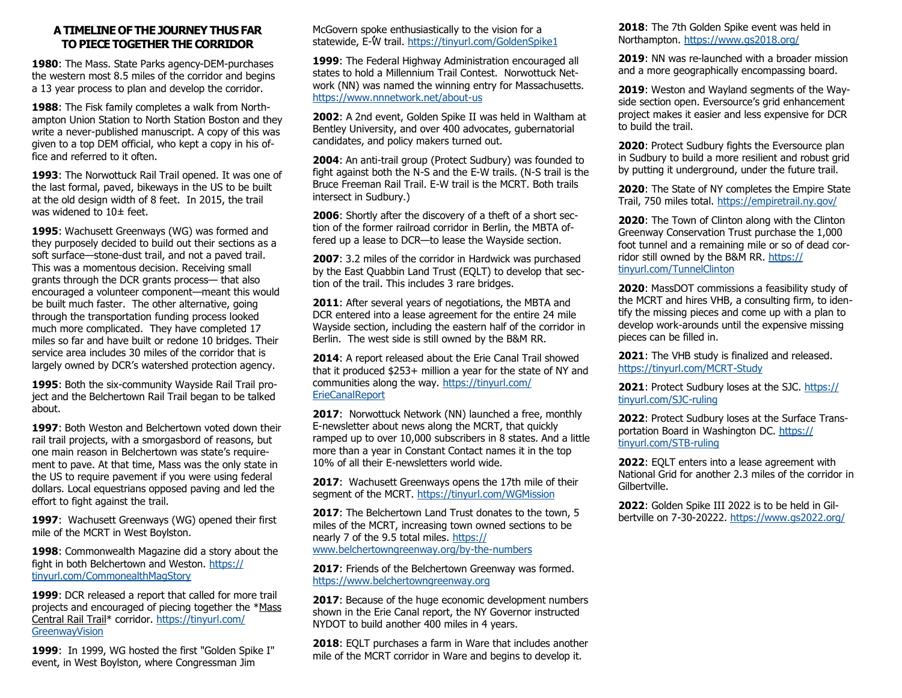## A TIMELINE OF THE JOURNEY THUS FAR TO PIECE TOGETHER THE CORRIDOR

**1980**: The Mass. State Parks agency-DEM-purchases the western most 8.5 miles of the corridor and begins a 13 year process to plan and develop the corridor.

**1988**: The Fisk family completes a walk from Northampton Union Station to North Station Boston and they write a never-published manuscript. A copy of this was given to a top DEM official, who kept a copy in his office and referred to it often.

**1993**: The Norwottuck Rail Trail opened. It was one of the last formal, paved, bikeways in the US to be built at the old design width of 8 feet. In 2015, the trail was widened to 10± feet.

**1995**: Wachusett Greenways (WG) was formed and they purposely decided to build out their sections as a soft surface—stone-dust trail, and not a paved trail. This was a momentous decision. Receiving small grants through the DCR grants process— that also encouraged a volunteer component—meant this would be built much faster. The other alternative, going through the transportation funding process looked much more complicated. They have completed 17 miles so far and have built or redone 10 bridges. Their service area includes 30 miles of the corridor that is largely owned by DCR's watershed protection agency.

**1995**: Both the six-community Wayside Rail Trail project and the Belchertown Rail Trail began to be talked about.

**1997**: Both Weston and Belchertown voted down their rail trail projects, with a smorgasbord of reasons, but one main reason in Belchertown was state's requirement to pave. At that time, Mass was the only state in the US to require pavement if you were using federal dollars. Local equestrians opposed paving and led the effort to fight against the trail.

**1997**: Wachusett Greenways (WG) opened their first mile of the MCRT in West Boylston.

**1998**: Commonwealth Magazine did a story about the fight in both Belchertown and Weston. https://tinyurl.com/CommonealthMagStory

**1999**: DCR released a report that called for more trail projects and encouraged of piecing together the *Mass Central Rail Trail* corridor. https://tinyurl.com/GreenwayVision

**1999**: In 1999, WG hosted the first "Golden Spike I" event, in West Boylston, where Congressman Jim McGovern spoke enthusiastically to the vision for a statewide, E-Ŵ trail. https://tinyurl.com/GoldenSpike1

**1999**: The Federal Highway Administration encouraged all states to hold a Millennium Trail Contest. Norwottuck Network (NN) was named the winning entry for Massachusetts. https://www.nnnetwork.net/about-us

**2002**: A 2nd event, Golden Spike II was held in Waltham at Bentley University, and over 400 advocates, gubernatorial candidates, and policy makers turned out.

**2004**: An anti-trail group (Protect Sudbury) was founded to fight against both the N-S and the E-W trails. (N-S trail is the Bruce Freeman Rail Trail. E-W trail is the MCRT. Both trails intersect in Sudbury.)

**2006**: Shortly after the discovery of a theft of a short section of the former railroad corridor in Berlin, the MBTA offered up a lease to DCR—to lease the Wayside section.

**2007**: 3.2 miles of the corridor in Hardwick was purchased by the East Quabbin Land Trust (EQLT) to develop that section of the trail. This includes 3 rare bridges.

**2011**: After several years of negotiations, the MBTA and DCR entered into a lease agreement for the entire 24 mile Wayside section, including the eastern half of the corridor in Berlin. The west side is still owned by the B&M RR.

**2014**: A report released about the Erie Canal Trail showed that it produced $253+ million a year for the state of NY and communities along the way. https://tinyurl.com/ErieCanalReport

**2017**: Norwottuck Network (NN) launched a free, monthly E-newsletter about news along the MCRT, that quickly ramped up to over 10,000 subscribers in 8 states. And a little more than a year in Constant Contact names it in the top 10% of all their E-newsletters world wide.

**2017**: Wachusett Greenways opens the 17th mile of their segment of the MCRT. https://tinyurl.com/WGMission

**2017**: The Belchertown Land Trust donates to the town, 5 miles of the MCRT, increasing town owned sections to be nearly 7 of the 9.5 total miles. https://www.belchertowngreenway.org/by-the-numbers

**2017**: Friends of the Belchertown Greenway was formed. https://www.belchertowngreenway.org

**2017**: Because of the huge economic development numbers shown in the Erie Canal report, the NY Governor instructed NYDOT to build another 400 miles in 4 years.

**2018**: EQLT purchases a farm in Ware that includes another mile of the MCRT corridor in Ware and begins to develop it.

**2018**: The 7th Golden Spike event was held in Northampton. https://www.gs2018.org/

**2019**: NN was re-launched with a broader mission and a more geographically encompassing board.

**2019**: Weston and Wayland segments of the Wayside section open. Eversource's grid enhancement project makes it easier and less expensive for DCR to build the trail.

**2020**: Protect Sudbury fights the Eversource plan in Sudbury to build a more resilient and robust grid by putting it underground, under the future trail.

**2020**: The State of NY completes the Empire State Trail, 750 miles total. https://empiretrail.ny.gov/

**2020**: The Town of Clinton along with the Clinton Greenway Conservation Trust purchase the 1,000 foot tunnel and a remaining mile or so of dead corridor still owned by the B&M RR. https://tinyurl.com/TunnelClinton

**2020**: MassDOT commissions a feasibility study of the MCRT and hires VHB, a consulting firm, to identify the missing pieces and come up with a plan to develop work-arounds until the expensive missing pieces can be filled in.

**2021**: The VHB study is finalized and released. https://tinyurl.com/MCRT-Study

**2021**: Protect Sudbury loses at the SJC. https://tinyurl.com/SJC-ruling

**2022**: Protect Sudbury loses at the Surface Transportation Board in Washington DC. https://tinyurl.com/STB-ruling

**2022**: EQLT enters into a lease agreement with National Grid for another 2.3 miles of the corridor in Gilbertville.

**2022**: Golden Spike III 2022 is to be held in Gilbertville on 7-30-20222. https://www.gs2022.org/